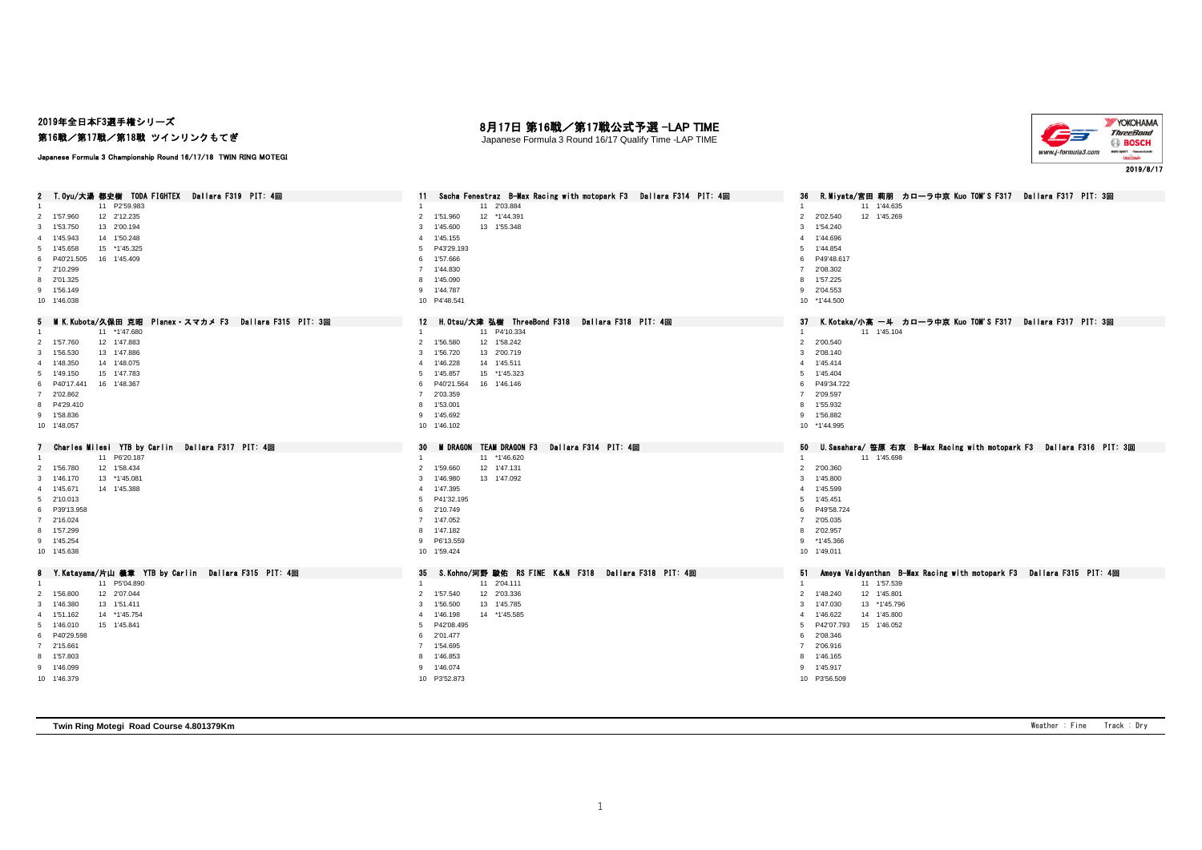2019年全日本F3選手権シリーズ

第16戦／第17戦／第18戦 ツインリンクもてぎ

Japanese Formula 3 Championship Round 16/17/18 TWIN RING MOTEGI

# 8月17日 第16戦／第17戦公式予選 -LAP TIME

Japanese Formula 3 Round 16/17 Qualify Time -LAP TIME

2019/8/17

### 2 T.Oyu/大湯 都史樹 TODA FIGHTEX Dallara F319 PIT: 4回

| Lap | Time | Lap | Time |
|---|---|---|---|
| 1 | | 11 | P2'59.983 |
| 2 | 1'57.960 | 12 | 2'12.235 |
| 3 | 1'53.750 | 13 | 2'00.194 |
| 4 | 1'45.943 | 14 | 1'50.248 |
| 5 | 1'45.658 | 15 | *1'45.325 |
| 6 | P40'21.505 | 16 | 1'45.409 |
| 7 | 2'10.299 | | |
| 8 | 2'01.325 | | |
| 9 | 1'56.149 | | |
| 10 | 1'46.038 | | |

### 11 Sacha Fenestraz B-Max Racing with motopark F3 Dallara F314 PIT: 4回

| Lap | Time | Lap | Time |
|---|---|---|---|
| 1 | | 11 | 2'03.884 |
| 2 | 1'51.960 | 12 | *1'44.391 |
| 3 | 1'45.600 | 13 | 1'55.348 |
| 4 | 1'45.155 | | |
| 5 | P43'29.193 | | |
| 6 | 1'57.666 | | |
| 7 | 1'44.830 | | |
| 8 | 1'45.090 | | |
| 9 | 1'44.787 | | |
| 10 | P4'48.541 | | |

### 36 R.Miyata/宮田 莉朋 カローラ中京 Kuo TOM'S F317 Dallara F317 PIT: 3回

| Lap | Time | Lap | Time |
|---|---|---|---|
| 1 | | 11 | 1'44.635 |
| 2 | 2'02.540 | 12 | 1'45.269 |
| 3 | 1'54.240 | | |
| 4 | 1'44.696 | | |
| 5 | 1'44.854 | | |
| 6 | P49'48.617 | | |
| 7 | 2'08.302 | | |
| 8 | 1'57.225 | | |
| 9 | 2'04.553 | | |
| 10 | *1'44.500 | | |

### 5 M K.Kubota/久保田 克昭 Planex・スマカメ F3 Dallara F315 PIT: 3回

| Lap | Time | Lap | Time |
|---|---|---|---|
| 1 | | 11 | *1'47.680 |
| 2 | 1'57.760 | 12 | 1'47.883 |
| 3 | 1'56.530 | 13 | 1'47.886 |
| 4 | 1'48.350 | 14 | 1'48.075 |
| 5 | 1'49.150 | 15 | 1'47.783 |
| 6 | P40'17.441 | 16 | 1'48.367 |
| 7 | 2'02.862 | | |
| 8 | P4'29.410 | | |
| 9 | 1'58.836 | | |
| 10 | 1'48.057 | | |

### 12 H.Otsu/大津 弘樹 ThreeBond F318 Dallara F318 PIT: 4回

| Lap | Time | Lap | Time |
|---|---|---|---|
| 1 | | 11 | P4'10.334 |
| 2 | 1'56.580 | 12 | 1'58.242 |
| 3 | 1'56.720 | 13 | 2'00.719 |
| 4 | 1'46.228 | 14 | 1'45.511 |
| 5 | 1'45.857 | 15 | *1'45.323 |
| 6 | P40'21.564 | 16 | 1'46.146 |
| 7 | 2'03.359 | | |
| 8 | 1'53.001 | | |
| 9 | 1'45.692 | | |
| 10 | 1'46.102 | | |

### 37 K.Kotaka/小高 一斗 カローラ中京 Kuo TOM'S F317 Dallara F317 PIT: 3回

| Lap | Time | Lap | Time |
|---|---|---|---|
| 1 | | 11 | 1'45.104 |
| 2 | 2'00.540 | | |
| 3 | 2'08.140 | | |
| 4 | 1'45.414 | | |
| 5 | 1'45.404 | | |
| 6 | P49'34.722 | | |
| 7 | 2'09.597 | | |
| 8 | 1'55.932 | | |
| 9 | 1'56.882 | | |
| 10 | *1'44.995 | | |

### 7 Charles Milesi YTB by Carlin Dallara F317 PIT: 4回

| Lap | Time | Lap | Time |
|---|---|---|---|
| 1 | | 11 | P6'20.187 |
| 2 | 1'56.780 | 12 | 1'58.434 |
| 3 | 1'46.170 | 13 | *1'45.081 |
| 4 | 1'45.671 | 14 | 1'45.388 |
| 5 | 2'10.013 | | |
| 6 | P39'13.958 | | |
| 7 | 2'16.024 | | |
| 8 | 1'57.299 | | |
| 9 | 1'45.254 | | |
| 10 | 1'45.638 | | |

### 30 M DRAGON TEAM DRAGON F3 Dallara F314 PIT: 4回

| Lap | Time | Lap | Time |
|---|---|---|---|
| 1 | | 11 | *1'46.620 |
| 2 | 1'59.660 | 12 | 1'47.131 |
| 3 | 1'46.980 | 13 | 1'47.092 |
| 4 | 1'47.395 | | |
| 5 | P41'32.195 | | |
| 6 | 2'10.749 | | |
| 7 | 1'47.052 | | |
| 8 | 1'47.182 | | |
| 9 | P6'13.559 | | |
| 10 | 1'59.424 | | |

### 50 U.Sasahara/ 笹原 右京 B-Max Racing with motopark F3 Dallara F316 PIT: 3回

| Lap | Time | Lap | Time |
|---|---|---|---|
| 1 | | 11 | 1'45.698 |
| 2 | 2'00.360 | | |
| 3 | 1'45.800 | | |
| 4 | 1'45.599 | | |
| 5 | 1'45.451 | | |
| 6 | P49'58.724 | | |
| 7 | 2'05.035 | | |
| 8 | 2'02.957 | | |
| 9 | *1'45.366 | | |
| 10 | 1'49.011 | | |

### 8 Y.Katayama/片山 義章 YTB by Carlin Dallara F315 PIT: 4回

| Lap | Time | Lap | Time |
|---|---|---|---|
| 1 | | 11 | P5'04.890 |
| 2 | 1'56.800 | 12 | 2'07.044 |
| 3 | 1'46.380 | 13 | 1'51.411 |
| 4 | 1'51.162 | 14 | *1'45.754 |
| 5 | 1'46.010 | 15 | 1'45.841 |
| 6 | P40'29.598 | | |
| 7 | 2'15.661 | | |
| 8 | 1'57.803 | | |
| 9 | 1'46.099 | | |
| 10 | 1'46.379 | | |

### 35 S.Kohno/河野 駿佑 RS FINE K&N F318 Dallara F318 PIT: 4回

| Lap | Time | Lap | Time |
|---|---|---|---|
| 1 | | 11 | 2'04.111 |
| 2 | 1'57.540 | 12 | 2'03.336 |
| 3 | 1'56.500 | 13 | 1'45.785 |
| 4 | 1'46.198 | 14 | *1'45.585 |
| 5 | P42'08.495 | | |
| 6 | 2'01.477 | | |
| 7 | 1'54.695 | | |
| 8 | 1'46.853 | | |
| 9 | 1'46.074 | | |
| 10 | P3'52.873 | | |

### 51 Ameya Vaidyanthan B-Max Racing with motopark F3 Dallara F315 PIT: 4回

| Lap | Time | Lap | Time |
|---|---|---|---|
| 1 | | 11 | 1'57.539 |
| 2 | 1'48.240 | 12 | 1'45.801 |
| 3 | 1'47.030 | 13 | *1'45.796 |
| 4 | 1'46.622 | 14 | 1'45.800 |
| 5 | P42'07.793 | 15 | 1'46.052 |
| 6 | 2'08.346 | | |
| 7 | 2'06.916 | | |
| 8 | 1'46.165 | | |
| 9 | 1'45.917 | | |
| 10 | P3'56.509 | | |

**Twin Ring Motegi Road Course 4.801379Km**

Weather : Fine Track : Dry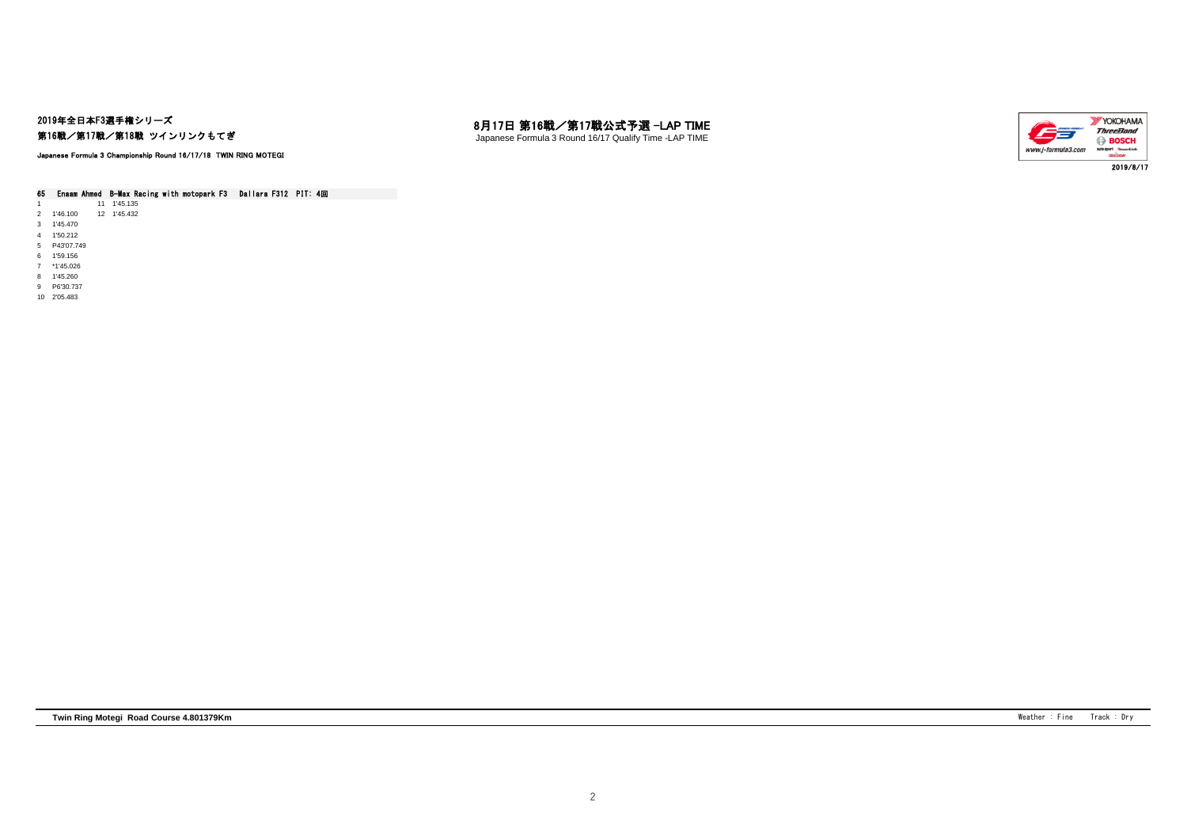2019年全日本F3選手権シリーズ
第16戦／第17戦／第18戦 ツインリンクもてぎ

Japanese Formula 3 Championship Round 16/17/18 TWIN RING MOTEGI

# 8月17日 第16戦／第17戦公式予選 -LAP TIME

Japanese Formula 3 Round 16/17 Qualify Time -LAP TIME

2019/8/17

**65 Enaam Ahmed B-Max Racing with motopark F3 Dallara F312 PIT: 4回**

| | | | |
|---|---|---|---|
| 1 | | 11 | 1'45.135 |
| 2 | 1'46.100 | 12 | 1'45.432 |
| 3 | 1'45.470 | | |
| 4 | 1'50.212 | | |
| 5 | P43'07.749 | | |
| 6 | 1'59.156 | | |
| 7 | *1'45.026 | | |
| 8 | 1'45.260 | | |
| 9 | P6'30.737 | | |
| 10 | 2'05.483 | | |

**Twin Ring Motegi Road Course 4.801379Km**

Weather : Fine Track : Dry